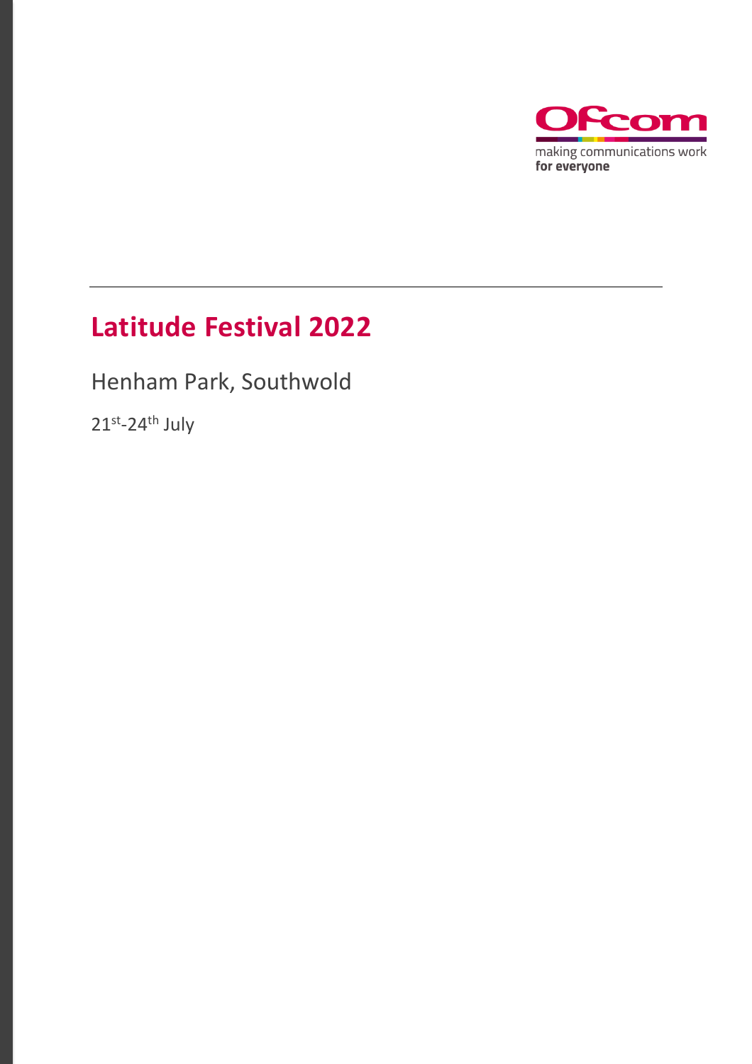Ofcom

making communications work
**for everyone**

# Latitude Festival 2022

Henham Park, Southwold

21st-24th July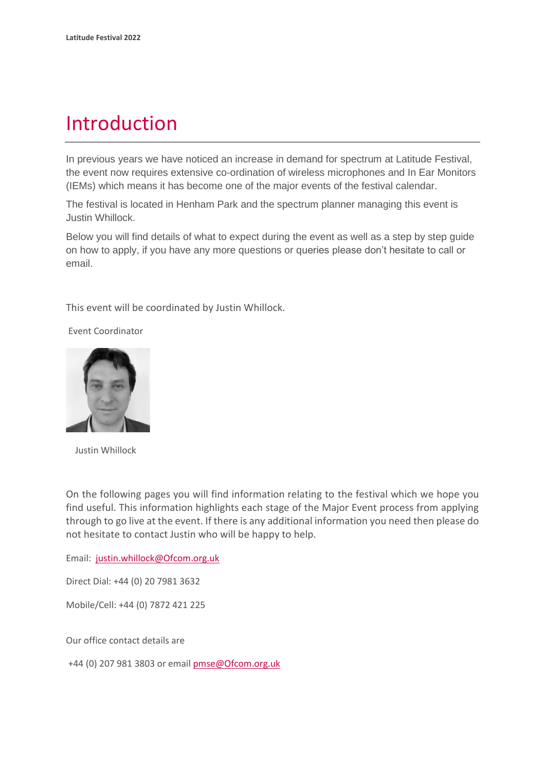# Introduction

In previous years we have noticed an increase in demand for spectrum at Latitude Festival, the event now requires extensive co-ordination of wireless microphones and In Ear Monitors (IEMs) which means it has become one of the major events of the festival calendar.

The festival is located in Henham Park and the spectrum planner managing this event is Justin Whillock.

Below you will find details of what to expect during the event as well as a step by step guide on how to apply, if you have any more questions or queries please don't hesitate to call or email.

This event will be coordinated by Justin Whillock.

Event Coordinator

Justin Whillock

On the following pages you will find information relating to the festival which we hope you find useful. This information highlights each stage of the Major Event process from applying through to go live at the event. If there is any additional information you need then please do not hesitate to contact Justin who will be happy to help.

Email: justin.whillock@Ofcom.org.uk

Direct Dial: +44 (0) 20 7981 3632

Mobile/Cell: +44 (0) 7872 421 225

Our office contact details are

+44 (0) 207 981 3803 or email pmse@Ofcom.org.uk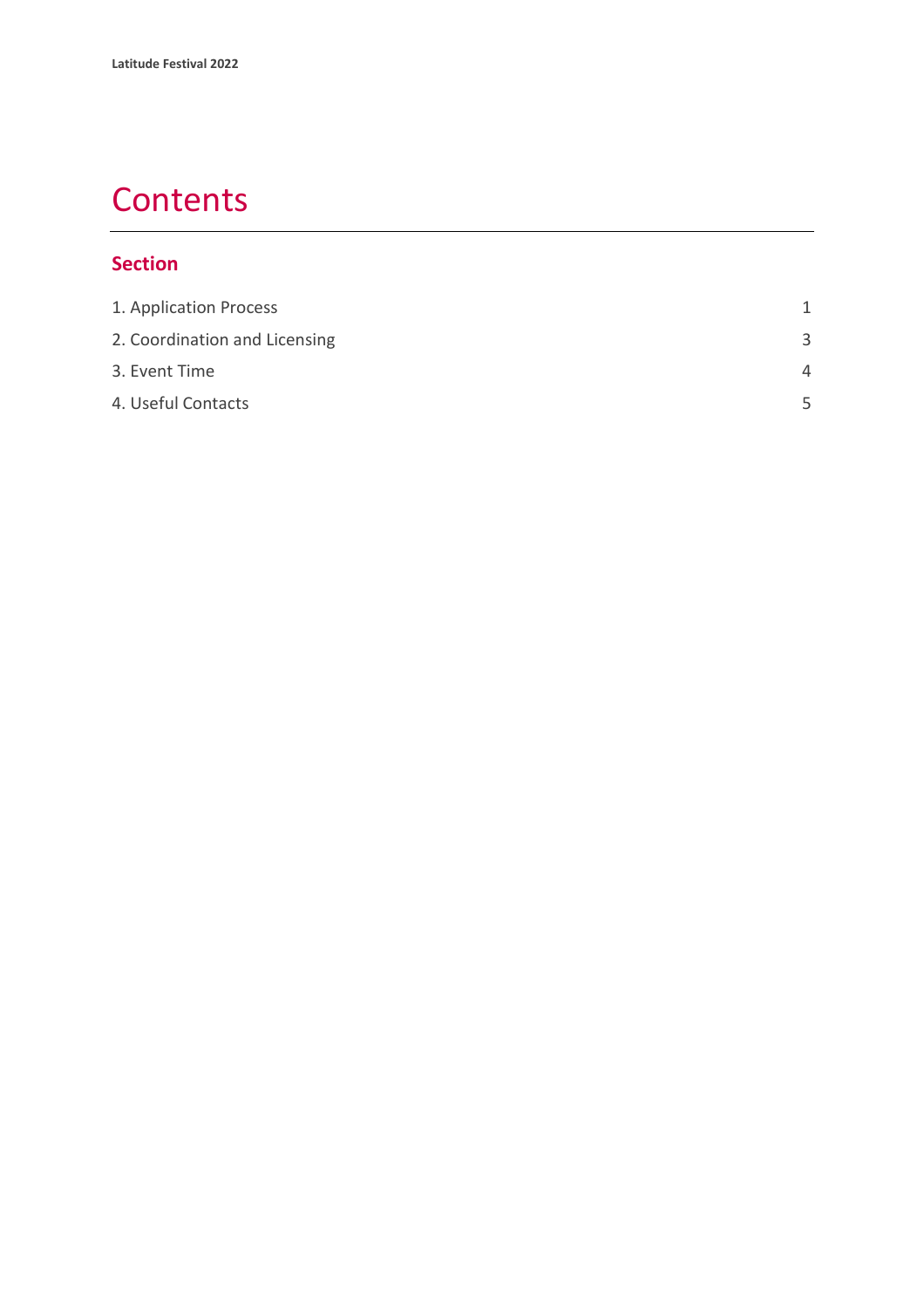# Contents

## Section

| | |
|---|---|
| 1. Application Process | 1 |
| 2. Coordination and Licensing | 3 |
| 3. Event Time | 4 |
| 4. Useful Contacts | 5 |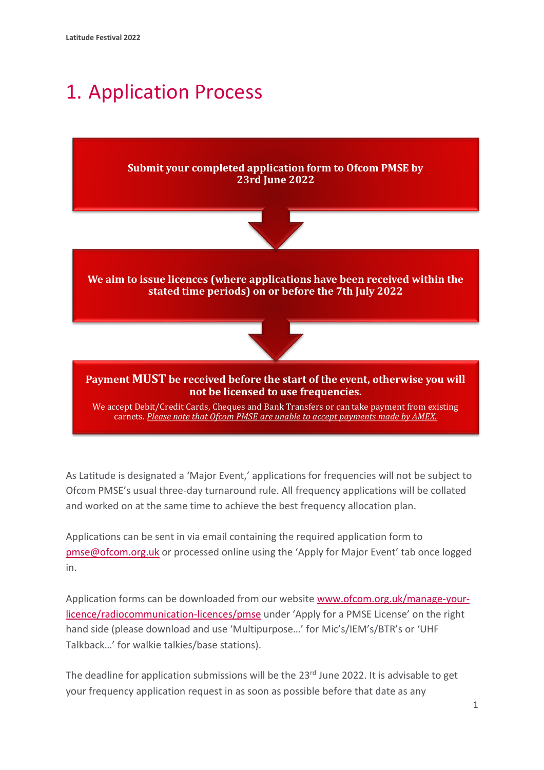# 1. Application Process

**Submit your completed application form to Ofcom PMSE by 23rd June 2022**

↓

**We aim to issue licences (where applications have been received within the stated time periods) on or before the 7th July 2022**

↓

**Payment MUST be received before the start of the event, otherwise you will not be licensed to use frequencies.**

We accept Debit/Credit Cards, Cheques and Bank Transfers or can take payment from existing carnets. *Please note that Ofcom PMSE are unable to accept payments made by AMEX.*

As Latitude is designated a 'Major Event,' applications for frequencies will not be subject to Ofcom PMSE's usual three-day turnaround rule. All frequency applications will be collated and worked on at the same time to achieve the best frequency allocation plan.

Applications can be sent in via email containing the required application form to pmse@ofcom.org.uk or processed online using the 'Apply for Major Event' tab once logged in.

Application forms can be downloaded from our website www.ofcom.org.uk/manage-your-licence/radiocommunication-licences/pmse under 'Apply for a PMSE License' on the right hand side (please download and use 'Multipurpose…' for Mic's/IEM's/BTR's or 'UHF Talkback…' for walkie talkies/base stations).

The deadline for application submissions will be the 23rd June 2022. It is advisable to get your frequency application request in as soon as possible before that date as any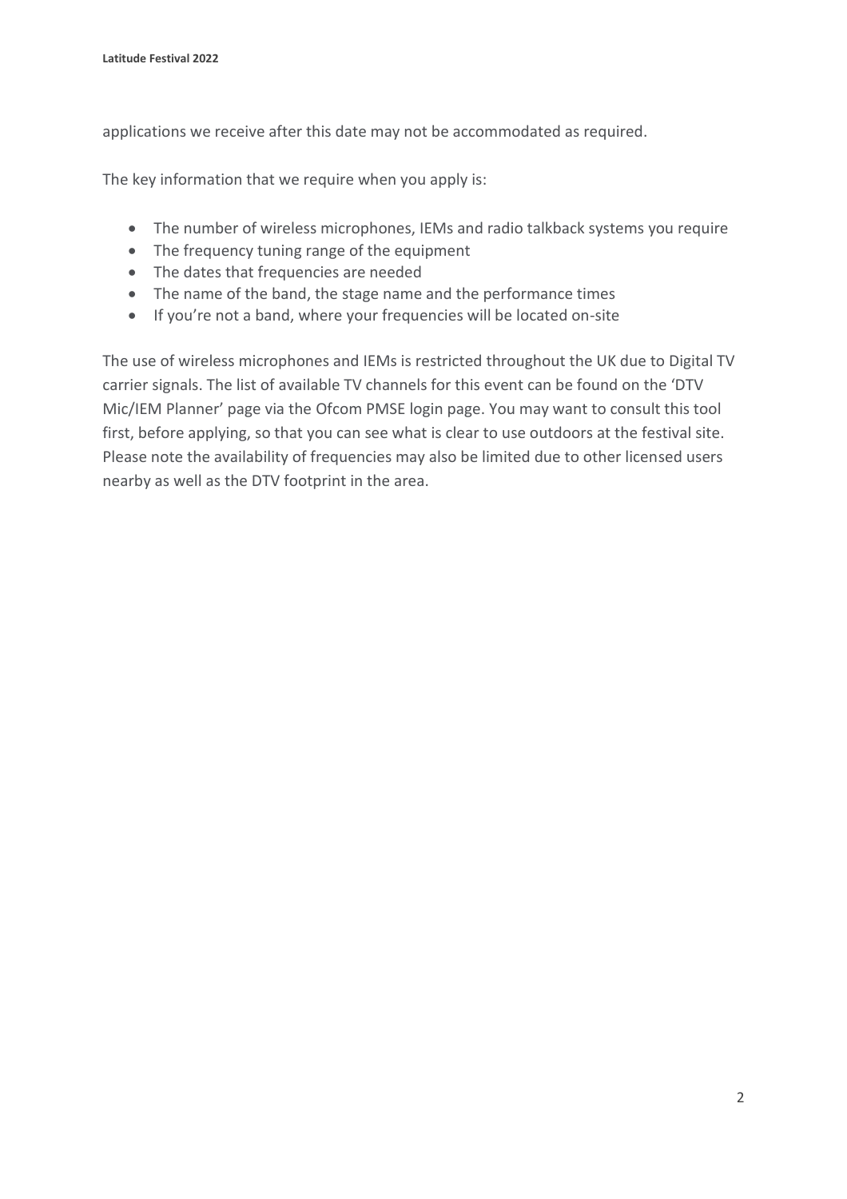applications we receive after this date may not be accommodated as required.

The key information that we require when you apply is:

- The number of wireless microphones, IEMs and radio talkback systems you require
- The frequency tuning range of the equipment
- The dates that frequencies are needed
- The name of the band, the stage name and the performance times
- If you're not a band, where your frequencies will be located on-site

The use of wireless microphones and IEMs is restricted throughout the UK due to Digital TV carrier signals. The list of available TV channels for this event can be found on the 'DTV Mic/IEM Planner' page via the Ofcom PMSE login page. You may want to consult this tool first, before applying, so that you can see what is clear to use outdoors at the festival site. Please note the availability of frequencies may also be limited due to other licensed users nearby as well as the DTV footprint in the area.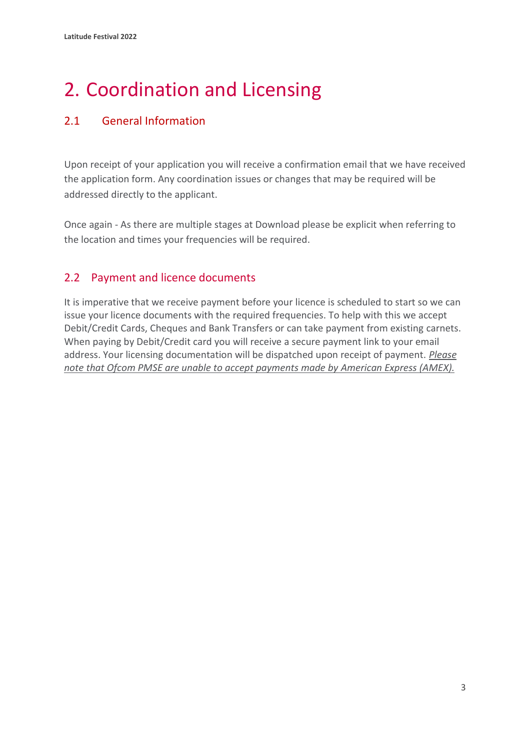# 2. Coordination and Licensing

## 2.1 General Information

Upon receipt of your application you will receive a confirmation email that we have received the application form. Any coordination issues or changes that may be required will be addressed directly to the applicant.

Once again - As there are multiple stages at Download please be explicit when referring to the location and times your frequencies will be required.

## 2.2 Payment and licence documents

It is imperative that we receive payment before your licence is scheduled to start so we can issue your licence documents with the required frequencies. To help with this we accept Debit/Credit Cards, Cheques and Bank Transfers or can take payment from existing carnets. When paying by Debit/Credit card you will receive a secure payment link to your email address. Your licensing documentation will be dispatched upon receipt of payment. *Please note that Ofcom PMSE are unable to accept payments made by American Express (AMEX).*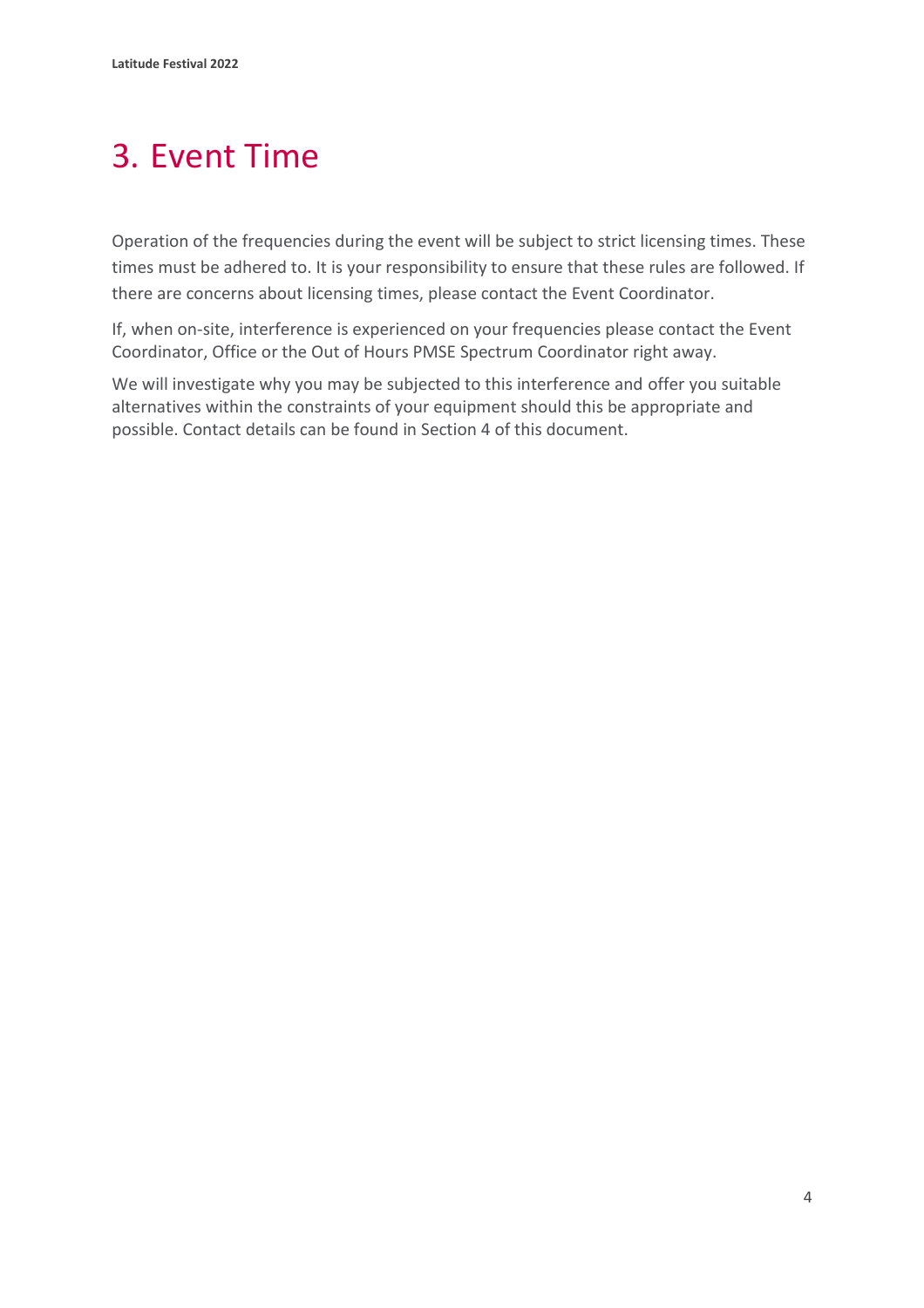# 3. Event Time

Operation of the frequencies during the event will be subject to strict licensing times. These times must be adhered to. It is your responsibility to ensure that these rules are followed. If there are concerns about licensing times, please contact the Event Coordinator.

If, when on-site, interference is experienced on your frequencies please contact the Event Coordinator, Office or the Out of Hours PMSE Spectrum Coordinator right away.

We will investigate why you may be subjected to this interference and offer you suitable alternatives within the constraints of your equipment should this be appropriate and possible. Contact details can be found in Section 4 of this document.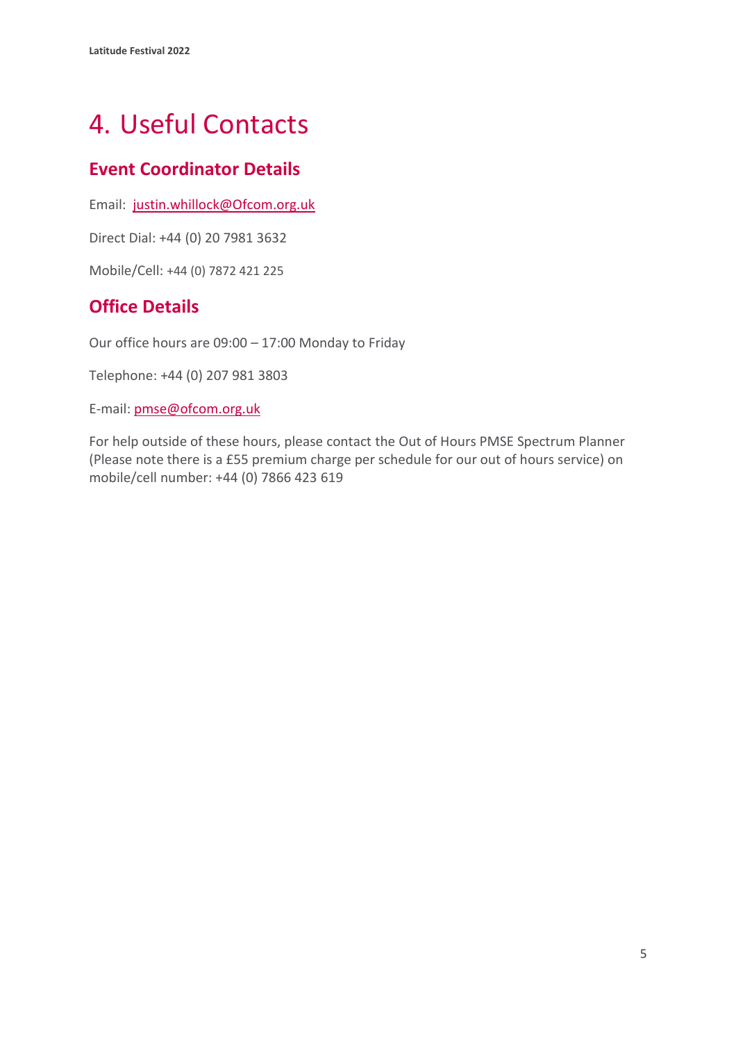# 4. Useful Contacts

## Event Coordinator Details

Email: justin.whillock@Ofcom.org.uk

Direct Dial: +44 (0) 20 7981 3632

Mobile/Cell: +44 (0) 7872 421 225

## Office Details

Our office hours are 09:00 – 17:00 Monday to Friday

Telephone: +44 (0) 207 981 3803

E-mail: pmse@ofcom.org.uk

For help outside of these hours, please contact the Out of Hours PMSE Spectrum Planner (Please note there is a £55 premium charge per schedule for our out of hours service) on mobile/cell number: +44 (0) 7866 423 619